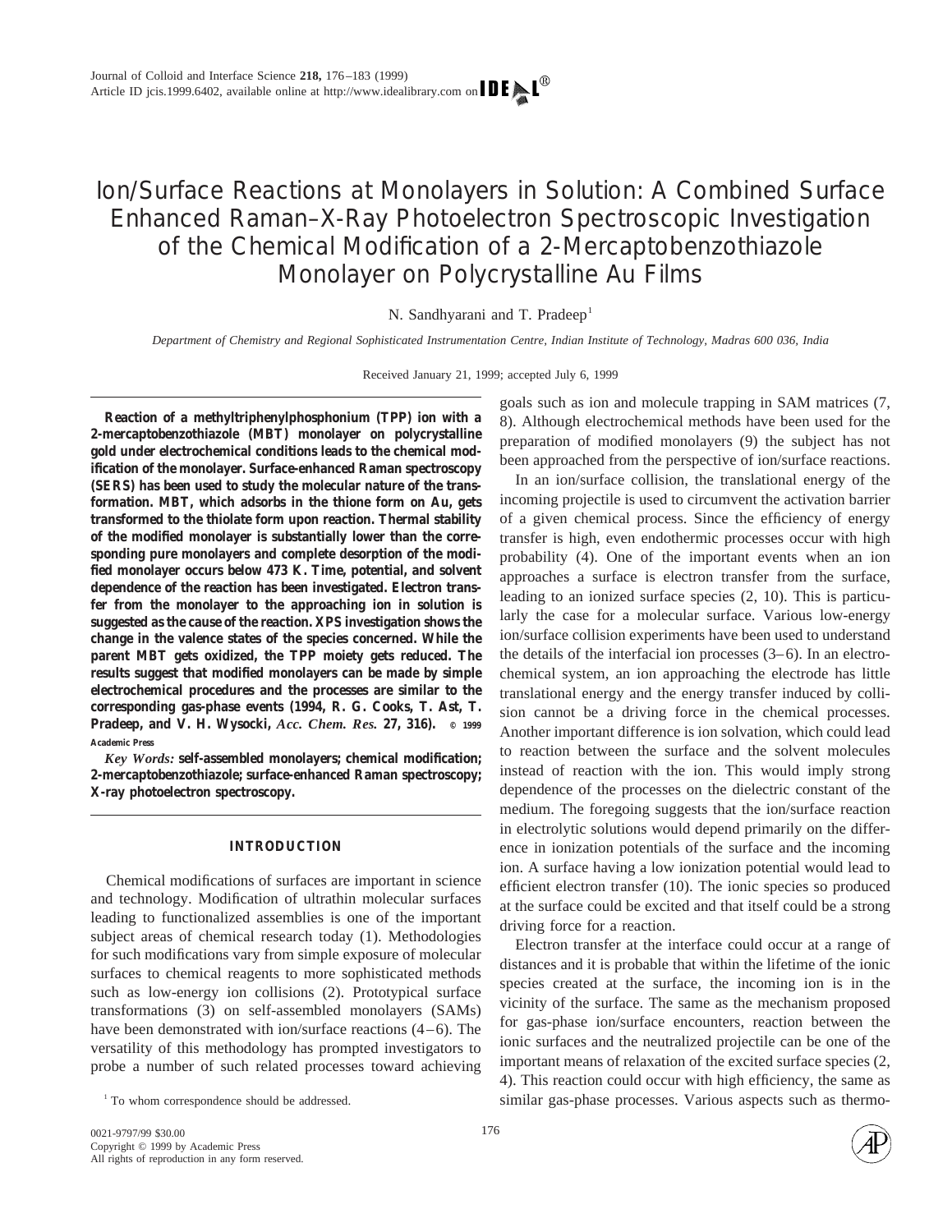# Ion/Surface Reactions at Monolayers in Solution: A Combined Surface Enhanced Raman–X-Ray Photoelectron Spectroscopic Investigation of the Chemical Modification of a 2-Mercaptobenzothiazole Monolayer on Polycrystalline Au Films

N. Sandhyarani and T. Pradeep[1]

*Department of Chemistry and Regional Sophisticated Instrumentation Centre, Indian Institute of Technology, Madras 600 036, India*

Received January 21, 1999; accepted July 6, 1999

**Reaction of a methyltriphenylphosphonium (TPP) ion with a 2-mercaptobenzothiazole (MBT) monolayer on polycrystalline gold under electrochemical conditions leads to the chemical modification of the monolayer. Surface-enhanced Raman spectroscopy (SERS) has been used to study the molecular nature of the transformation. MBT, which adsorbs in the thione form on Au, gets transformed to the thiolate form upon reaction. Thermal stability of the modified monolayer is substantially lower than the corresponding pure monolayers and complete desorption of the modified monolayer occurs below 473 K. Time, potential, and solvent dependence of the reaction has been investigated. Electron transfer from the monolayer to the approaching ion in solution is suggested as the cause of the reaction. XPS investigation shows the change in the valence states of the species concerned. While the parent MBT gets oxidized, the TPP moiety gets reduced. The results suggest that modified monolayers can be made by simple electrochemical procedures and the processes are similar to the corresponding gas-phase events (1994, R. G. Cooks, T. Ast, T. Pradeep, and V. H. Wysocki, *Acc. Chem. Res.* 27, 316).** © 1999 Academic Press

*Key Words:* **self-assembled monolayers; chemical modification; 2-mercaptobenzothiazole; surface-enhanced Raman spectroscopy; X-ray photoelectron spectroscopy.**

## INTRODUCTION

Chemical modifications of surfaces are important in science and technology. Modification of ultrathin molecular surfaces leading to functionalized assemblies is one of the important subject areas of chemical research today (1). Methodologies for such modifications vary from simple exposure of molecular surfaces to chemical reagents to more sophisticated methods such as low-energy ion collisions (2). Prototypical surface transformations (3) on self-assembled monolayers (SAMs) have been demonstrated with ion/surface reactions (4–6). The versatility of this methodology has prompted investigators to probe a number of such related processes toward achieving goals such as ion and molecule trapping in SAM matrices (7, 8). Although electrochemical methods have been used for the preparation of modified monolayers (9) the subject has not been approached from the perspective of ion/surface reactions.

In an ion/surface collision, the translational energy of the incoming projectile is used to circumvent the activation barrier of a given chemical process. Since the efficiency of energy transfer is high, even endothermic processes occur with high probability (4). One of the important events when an ion approaches a surface is electron transfer from the surface, leading to an ionized surface species (2, 10). This is particularly the case for a molecular surface. Various low-energy ion/surface collision experiments have been used to understand the details of the interfacial ion processes (3–6). In an electrochemical system, an ion approaching the electrode has little translational energy and the energy transfer induced by collision cannot be a driving force in the chemical processes. Another important difference is ion solvation, which could lead to reaction between the surface and the solvent molecules instead of reaction with the ion. This would imply strong dependence of the processes on the dielectric constant of the medium. The foregoing suggests that the ion/surface reaction in electrolytic solutions would depend primarily on the difference in ionization potentials of the surface and the incoming ion. A surface having a low ionization potential would lead to efficient electron transfer (10). The ionic species so produced at the surface could be excited and that itself could be a strong driving force for a reaction.

Electron transfer at the interface could occur at a range of distances and it is probable that within the lifetime of the ionic species created at the surface, the incoming ion is in the vicinity of the surface. The same as the mechanism proposed for gas-phase ion/surface encounters, reaction between the ionic surfaces and the neutralized projectile can be one of the important means of relaxation of the excited surface species (2, 4). This reaction could occur with high efficiency, the same as similar gas-phase processes. Various aspects such as thermo-

[1] To whom correspondence should be addressed.

0021-9797/99 $30.00
Copyright © 1999 by Academic Press
All rights of reproduction in any form reserved.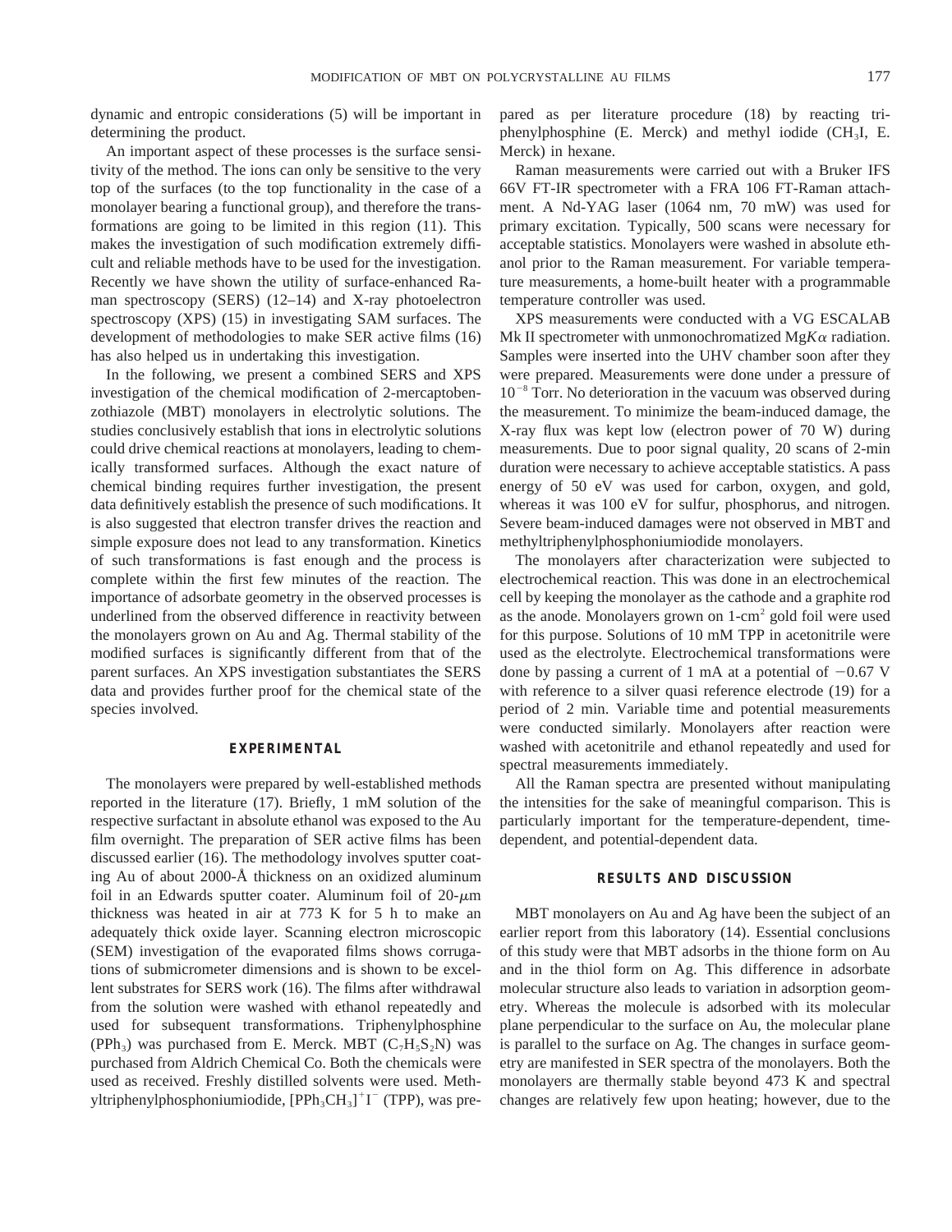dynamic and entropic considerations (5) will be important in determining the product.

An important aspect of these processes is the surface sensitivity of the method. The ions can only be sensitive to the very top of the surfaces (to the top functionality in the case of a monolayer bearing a functional group), and therefore the transformations are going to be limited in this region (11). This makes the investigation of such modification extremely difficult and reliable methods have to be used for the investigation. Recently we have shown the utility of surface-enhanced Raman spectroscopy (SERS) (12–14) and X-ray photoelectron spectroscopy (XPS) (15) in investigating SAM surfaces. The development of methodologies to make SER active films (16) has also helped us in undertaking this investigation.

In the following, we present a combined SERS and XPS investigation of the chemical modification of 2-mercaptobenzothiazole (MBT) monolayers in electrolytic solutions. The studies conclusively establish that ions in electrolytic solutions could drive chemical reactions at monolayers, leading to chemically transformed surfaces. Although the exact nature of chemical binding requires further investigation, the present data definitively establish the presence of such modifications. It is also suggested that electron transfer drives the reaction and simple exposure does not lead to any transformation. Kinetics of such transformations is fast enough and the process is complete within the first few minutes of the reaction. The importance of adsorbate geometry in the observed processes is underlined from the observed difference in reactivity between the monolayers grown on Au and Ag. Thermal stability of the modified surfaces is significantly different from that of the parent surfaces. An XPS investigation substantiates the SERS data and provides further proof for the chemical state of the species involved.

## EXPERIMENTAL

The monolayers were prepared by well-established methods reported in the literature (17). Briefly, 1 mM solution of the respective surfactant in absolute ethanol was exposed to the Au film overnight. The preparation of SER active films has been discussed earlier (16). The methodology involves sputter coating Au of about 2000-Å thickness on an oxidized aluminum foil in an Edwards sputter coater. Aluminum foil of 20-$\mu$m thickness was heated in air at 773 K for 5 h to make an adequately thick oxide layer. Scanning electron microscopic (SEM) investigation of the evaporated films shows corrugations of submicrometer dimensions and is shown to be excellent substrates for SERS work (16). The films after withdrawal from the solution were washed with ethanol repeatedly and used for subsequent transformations. Triphenylphosphine ($PPh_3$) was purchased from E. Merck. MBT ($C_7H_5S_2N$) was purchased from Aldrich Chemical Co. Both the chemicals were used as received. Freshly distilled solvents were used. Methyltriphenylphosphoniumiodide, $[PPh_3CH_3]^+I^-$ (TPP), was prepared as per literature procedure (18) by reacting triphenylphosphine (E. Merck) and methyl iodide ($CH_3I$, E. Merck) in hexane.

Raman measurements were carried out with a Bruker IFS 66V FT-IR spectrometer with a FRA 106 FT-Raman attachment. A Nd-YAG laser (1064 nm, 70 mW) was used for primary excitation. Typically, 500 scans were necessary for acceptable statistics. Monolayers were washed in absolute ethanol prior to the Raman measurement. For variable temperature measurements, a home-built heater with a programmable temperature controller was used.

XPS measurements were conducted with a VG ESCALAB Mk II spectrometer with unmonochromatized Mg$K\alpha$ radiation. Samples were inserted into the UHV chamber soon after they were prepared. Measurements were done under a pressure of $10^{-8}$ Torr. No deterioration in the vacuum was observed during the measurement. To minimize the beam-induced damage, the X-ray flux was kept low (electron power of 70 W) during measurements. Due to poor signal quality, 20 scans of 2-min duration were necessary to achieve acceptable statistics. A pass energy of 50 eV was used for carbon, oxygen, and gold, whereas it was 100 eV for sulfur, phosphorus, and nitrogen. Severe beam-induced damages were not observed in MBT and methyltriphenylphosphoniumiodide monolayers.

The monolayers after characterization were subjected to electrochemical reaction. This was done in an electrochemical cell by keeping the monolayer as the cathode and a graphite rod as the anode. Monolayers grown on 1-cm$^2$ gold foil were used for this purpose. Solutions of 10 mM TPP in acetonitrile were used as the electrolyte. Electrochemical transformations were done by passing a current of 1 mA at a potential of $-0.67$ V with reference to a silver quasi reference electrode (19) for a period of 2 min. Variable time and potential measurements were conducted similarly. Monolayers after reaction were washed with acetonitrile and ethanol repeatedly and used for spectral measurements immediately.

All the Raman spectra are presented without manipulating the intensities for the sake of meaningful comparison. This is particularly important for the temperature-dependent, time-dependent, and potential-dependent data.

## RESULTS AND DISCUSSION

MBT monolayers on Au and Ag have been the subject of an earlier report from this laboratory (14). Essential conclusions of this study were that MBT adsorbs in the thione form on Au and in the thiol form on Ag. This difference in adsorbate molecular structure also leads to variation in adsorption geometry. Whereas the molecule is adsorbed with its molecular plane perpendicular to the surface on Au, the molecular plane is parallel to the surface on Ag. The changes in surface geometry are manifested in SER spectra of the monolayers. Both the monolayers are thermally stable beyond 473 K and spectral changes are relatively few upon heating; however, due to the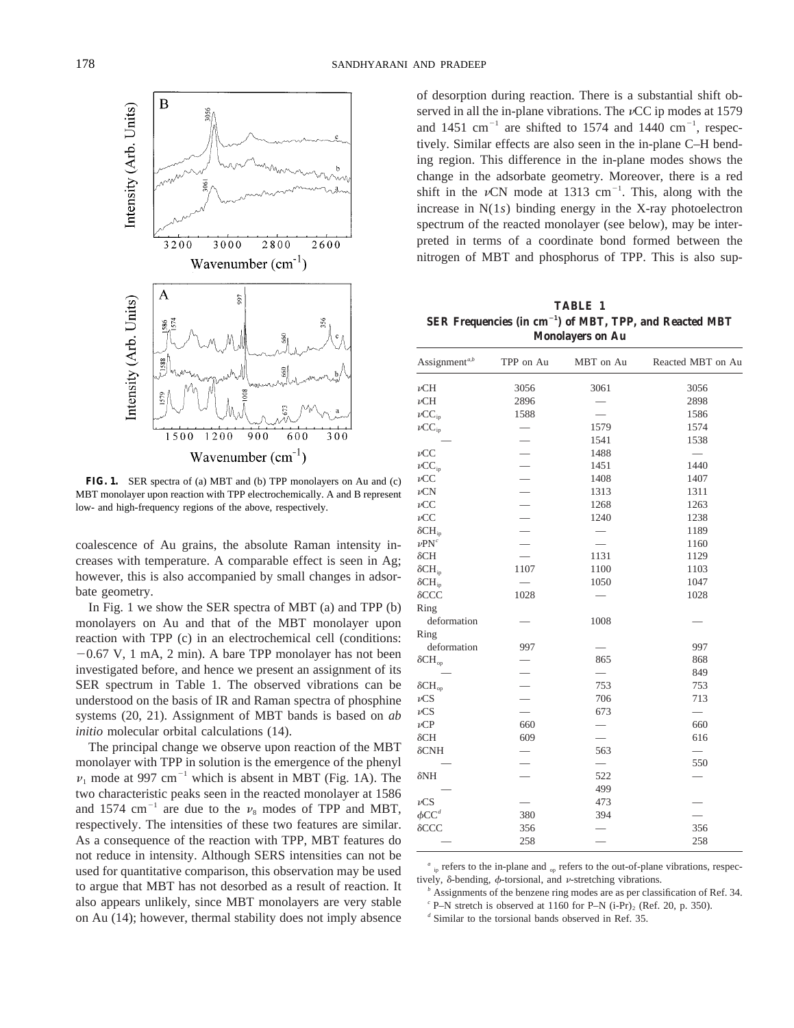**FIG. 1.** SER spectra of (a) MBT and (b) TPP monolayers on Au and (c) MBT monolayer upon reaction with TPP electrochemically. A and B represent low- and high-frequency regions of the above, respectively.

coalescence of Au grains, the absolute Raman intensity increases with temperature. A comparable effect is seen in Ag; however, this is also accompanied by small changes in adsorbate geometry.

In Fig. 1 we show the SER spectra of MBT (a) and TPP (b) monolayers on Au and that of the MBT monolayer upon reaction with TPP (c) in an electrochemical cell (conditions: −0.67 V, 1 mA, 2 min). A bare TPP monolayer has not been investigated before, and hence we present an assignment of its SER spectrum in Table 1. The observed vibrations can be understood on the basis of IR and Raman spectra of phosphine systems (20, 21). Assignment of MBT bands is based on *ab initio* molecular orbital calculations (14).

The principal change we observe upon reaction of the MBT monolayer with TPP in solution is the emergence of the phenyl $\nu_1$ mode at 997 $cm^{-1}$ which is absent in MBT (Fig. 1A). The two characteristic peaks seen in the reacted monolayer at 1586 and 1574 $cm^{-1}$ are due to the $\nu_8$ modes of TPP and MBT, respectively. The intensities of these two features are similar. As a consequence of the reaction with TPP, MBT features do not reduce in intensity. Although SERS intensities can not be used for quantitative comparison, this observation may be used to argue that MBT has not desorbed as a result of reaction. It also appears unlikely, since MBT monolayers are very stable on Au (14); however, thermal stability does not imply absence of desorption during reaction. There is a substantial shift observed in all the in-plane vibrations. The $\nu$CC ip modes at 1579 and 1451 $cm^{-1}$ are shifted to 1574 and 1440 $cm^{-1}$, respectively. Similar effects are also seen in the in-plane C–H bending region. This difference in the in-plane modes shows the change in the adsorbate geometry. Moreover, there is a red shift in the $\nu$CN mode at 1313 $cm^{-1}$. This, along with the increase in N(1*s*) binding energy in the X-ray photoelectron spectrum of the reacted monolayer (see below), may be interpreted in terms of a coordinate bond formed between the nitrogen of MBT and phosphorus of TPP. This is also sup-

**TABLE 1**
**SER Frequencies (in $cm^{-1}$) of MBT, TPP, and Reacted MBT Monolayers on Au**

| Assignment[a,b] | TPP on Au | MBT on Au | Reacted MBT on Au |
|---|---|---|---|
| $\nu$CH | 3056 | 3061 | 3056 |
| $\nu$CH | 2896 | — | 2898 |
| $\nu CC_{ip}$ | 1588 | — | 1586 |
| $\nu CC_{ip}$ | — | 1579 | 1574 |
| — | — | 1541 | 1538 |
| $\nu$CC | — | 1488 | — |
| $\nu CC_{ip}$ | — | 1451 | 1440 |
| $\nu$CC | — | 1408 | 1407 |
| $\nu$CN | — | 1313 | 1311 |
| $\nu$CC | — | 1268 | 1263 |
| $\nu$CC | — | 1240 | 1238 |
| $\delta CH_{ip}$ | — | — | 1189 |
| $\nu$PN[c] | — | — | 1160 |
| $\delta$CH | — | 1131 | 1129 |
| $\delta CH_{ip}$ | 1107 | 1100 | 1103 |
| $\delta CH_{ip}$ | — | 1050 | 1047 |
| $\delta$CCC | 1028 | — | 1028 |
| Ring deformation | — | 1008 | — |
| Ring deformation | 997 | — | 997 |
| $\delta CH_{op}$ | — | 865 | 868 |
| — | — | — | 849 |
| $\delta CH_{op}$ | — | 753 | 753 |
| $\nu$CS | — | 706 | 713 |
| $\nu$CS | — | 673 | — |
| $\nu$CP | 660 | — | 660 |
| $\delta$CH | 609 | — | 616 |
| $\delta$CNH | — | 563 | — |
| — | — | — | 550 |
| $\delta$NH | — | 522 | — |
| — | — | 499 | |
| $\nu$CS | — | 473 | — |
| $\phi$CC[d] | 380 | 394 | — |
| $\delta$CCC | 356 | — | 356 |
| — | 258 | — | 258 |

[a] $_{ip}$ refers to the in-plane and $_{op}$ refers to the out-of-plane vibrations, respectively, $\delta$-bending, $\phi$-torsional, and $\nu$-stretching vibrations.
[b] Assignments of the benzene ring modes are as per classification of Ref. 34.
[c] P–N stretch is observed at 1160 for P–N $(i\text{-}Pr)_2$ (Ref. 20, p. 350).
[d] Similar to the torsional bands observed in Ref. 35.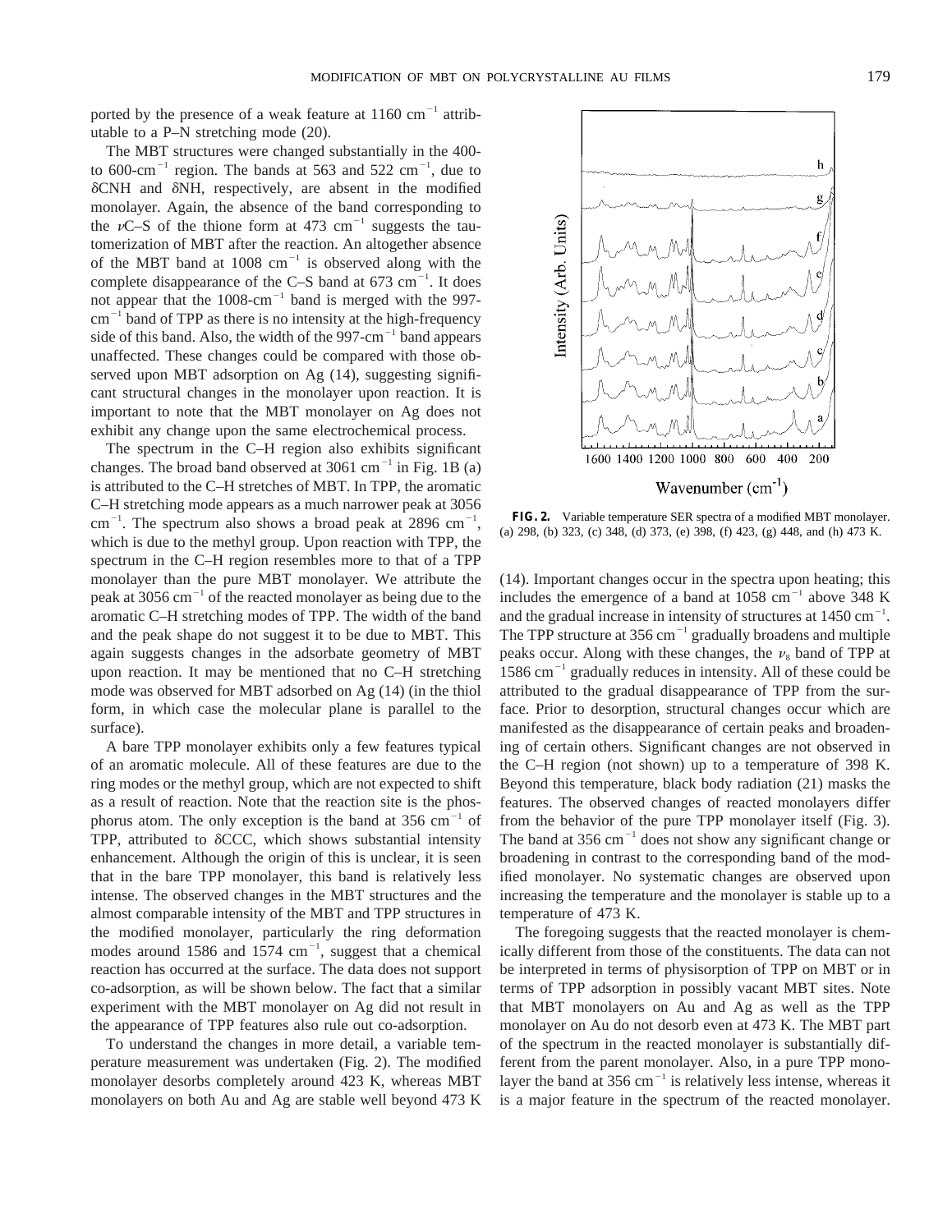ported by the presence of a weak feature at 1160 cm$^{-1}$ attributable to a P–N stretching mode (20).

The MBT structures were changed substantially in the 400- to 600-cm$^{-1}$ region. The bands at 563 and 522 cm$^{-1}$, due to δCNH and δNH, respectively, are absent in the modified monolayer. Again, the absence of the band corresponding to the νC–S of the thione form at 473 cm$^{-1}$ suggests the tautomerization of MBT after the reaction. An altogether absence of the MBT band at 1008 cm$^{-1}$ is observed along with the complete disappearance of the C–S band at 673 cm$^{-1}$. It does not appear that the 1008-cm$^{-1}$ band is merged with the 997-cm$^{-1}$ band of TPP as there is no intensity at the high-frequency side of this band. Also, the width of the 997-cm$^{-1}$ band appears unaffected. These changes could be compared with those observed upon MBT adsorption on Ag (14), suggesting significant structural changes in the monolayer upon reaction. It is important to note that the MBT monolayer on Ag does not exhibit any change upon the same electrochemical process.

The spectrum in the C–H region also exhibits significant changes. The broad band observed at 3061 cm$^{-1}$ in Fig. 1B (a) is attributed to the C–H stretches of MBT. In TPP, the aromatic C–H stretching mode appears as a much narrower peak at 3056 cm$^{-1}$. The spectrum also shows a broad peak at 2896 cm$^{-1}$, which is due to the methyl group. Upon reaction with TPP, the spectrum in the C–H region resembles more to that of a TPP monolayer than the pure MBT monolayer. We attribute the peak at 3056 cm$^{-1}$ of the reacted monolayer as being due to the aromatic C–H stretching modes of TPP. The width of the band and the peak shape do not suggest it to be due to MBT. This again suggests changes in the adsorbate geometry of MBT upon reaction. It may be mentioned that no C–H stretching mode was observed for MBT adsorbed on Ag (14) (in the thiol form, in which case the molecular plane is parallel to the surface).

A bare TPP monolayer exhibits only a few features typical of an aromatic molecule. All of these features are due to the ring modes or the methyl group, which are not expected to shift as a result of reaction. Note that the reaction site is the phosphorus atom. The only exception is the band at 356 cm$^{-1}$ of TPP, attributed to δCCC, which shows substantial intensity enhancement. Although the origin of this is unclear, it is seen that in the bare TPP monolayer, this band is relatively less intense. The observed changes in the MBT structures and the almost comparable intensity of the MBT and TPP structures in the modified monolayer, particularly the ring deformation modes around 1586 and 1574 cm$^{-1}$, suggest that a chemical reaction has occurred at the surface. The data does not support co-adsorption, as will be shown below. The fact that a similar experiment with the MBT monolayer on Ag did not result in the appearance of TPP features also rule out co-adsorption.

To understand the changes in more detail, a variable temperature measurement was undertaken (Fig. 2). The modified monolayer desorbs completely around 423 K, whereas MBT monolayers on both Au and Ag are stable well beyond 473 K (14). Important changes occur in the spectra upon heating; this includes the emergence of a band at 1058 cm$^{-1}$ above 348 K and the gradual increase in intensity of structures at 1450 cm$^{-1}$. The TPP structure at 356 cm$^{-1}$ gradually broadens and multiple peaks occur. Along with these changes, the $\nu_8$ band of TPP at 1586 cm$^{-1}$ gradually reduces in intensity. All of these could be attributed to the gradual disappearance of TPP from the surface. Prior to desorption, structural changes occur which are manifested as the disappearance of certain peaks and broadening of certain others. Significant changes are not observed in the C–H region (not shown) up to a temperature of 398 K. Beyond this temperature, black body radiation (21) masks the features. The observed changes of reacted monolayers differ from the behavior of the pure TPP monolayer itself (Fig. 3). The band at 356 cm$^{-1}$ does not show any significant change or broadening in contrast to the corresponding band of the modified monolayer. No systematic changes are observed upon increasing the temperature and the monolayer is stable up to a temperature of 473 K.

**FIG. 2.** Variable temperature SER spectra of a modified MBT monolayer. (a) 298, (b) 323, (c) 348, (d) 373, (e) 398, (f) 423, (g) 448, and (h) 473 K.

The foregoing suggests that the reacted monolayer is chemically different from those of the constituents. The data can not be interpreted in terms of physisorption of TPP on MBT or in terms of TPP adsorption in possibly vacant MBT sites. Note that MBT monolayers on Au and Ag as well as the TPP monolayer on Au do not desorb even at 473 K. The MBT part of the spectrum in the reacted monolayer is substantially different from the parent monolayer. Also, in a pure TPP monolayer the band at 356 cm$^{-1}$ is relatively less intense, whereas it is a major feature in the spectrum of the reacted monolayer.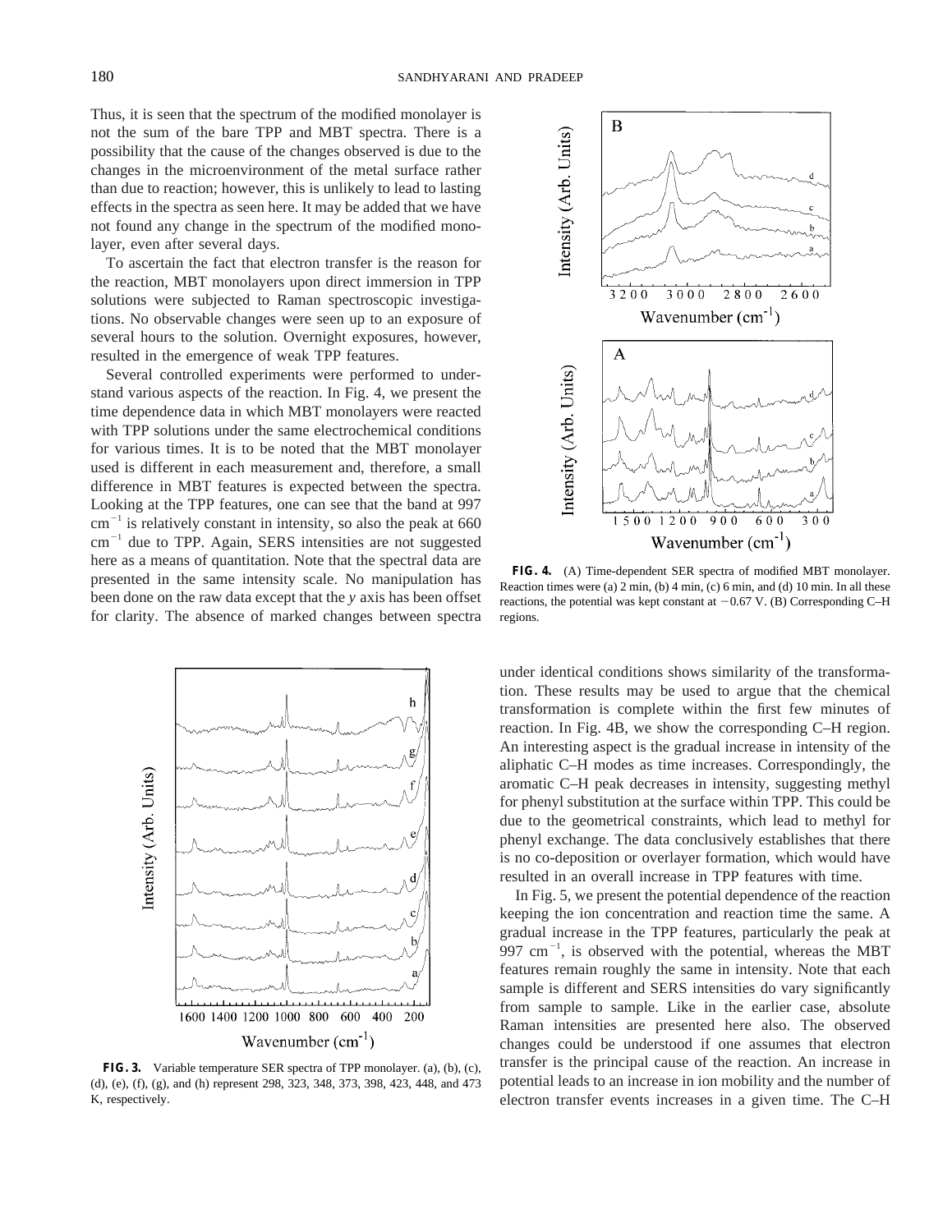Thus, it is seen that the spectrum of the modified monolayer is not the sum of the bare TPP and MBT spectra. There is a possibility that the cause of the changes observed is due to the changes in the microenvironment of the metal surface rather than due to reaction; however, this is unlikely to lead to lasting effects in the spectra as seen here. It may be added that we have not found any change in the spectrum of the modified monolayer, even after several days.

To ascertain the fact that electron transfer is the reason for the reaction, MBT monolayers upon direct immersion in TPP solutions were subjected to Raman spectroscopic investigations. No observable changes were seen up to an exposure of several hours to the solution. Overnight exposures, however, resulted in the emergence of weak TPP features.

Several controlled experiments were performed to understand various aspects of the reaction. In Fig. 4, we present the time dependence data in which MBT monolayers were reacted with TPP solutions under the same electrochemical conditions for various times. It is to be noted that the MBT monolayer used is different in each measurement and, therefore, a small difference in MBT features is expected between the spectra. Looking at the TPP features, one can see that the band at 997 $cm^{-1}$ is relatively constant in intensity, so also the peak at 660 $cm^{-1}$ due to TPP. Again, SERS intensities are not suggested here as a means of quantitation. Note that the spectral data are presented in the same intensity scale. No manipulation has been done on the raw data except that the $y$ axis has been offset for clarity. The absence of marked changes between spectra under identical conditions shows similarity of the transformation. These results may be used to argue that the chemical transformation is complete within the first few minutes of reaction. In Fig. 4B, we show the corresponding C–H region. An interesting aspect is the gradual increase in intensity of the aliphatic C–H modes as time increases. Correspondingly, the aromatic C–H peak decreases in intensity, suggesting methyl for phenyl substitution at the surface within TPP. This could be due to the geometrical constraints, which lead to methyl for phenyl exchange. The data conclusively establishes that there is no co-deposition or overlayer formation, which would have resulted in an overall increase in TPP features with time.

**FIG. 4.** (A) Time-dependent SER spectra of modified MBT monolayer. Reaction times were (a) 2 min, (b) 4 min, (c) 6 min, and (d) 10 min. In all these reactions, the potential was kept constant at −0.67 V. (B) Corresponding C–H regions.

**FIG. 3.** Variable temperature SER spectra of TPP monolayer. (a), (b), (c), (d), (e), (f), (g), and (h) represent 298, 323, 348, 373, 398, 423, 448, and 473 K, respectively.

In Fig. 5, we present the potential dependence of the reaction keeping the ion concentration and reaction time the same. A gradual increase in the TPP features, particularly the peak at 997 $cm^{-1}$, is observed with the potential, whereas the MBT features remain roughly the same in intensity. Note that each sample is different and SERS intensities do vary significantly from sample to sample. Like in the earlier case, absolute Raman intensities are presented here also. The observed changes could be understood if one assumes that electron transfer is the principal cause of the reaction. An increase in potential leads to an increase in ion mobility and the number of electron transfer events increases in a given time. The C–H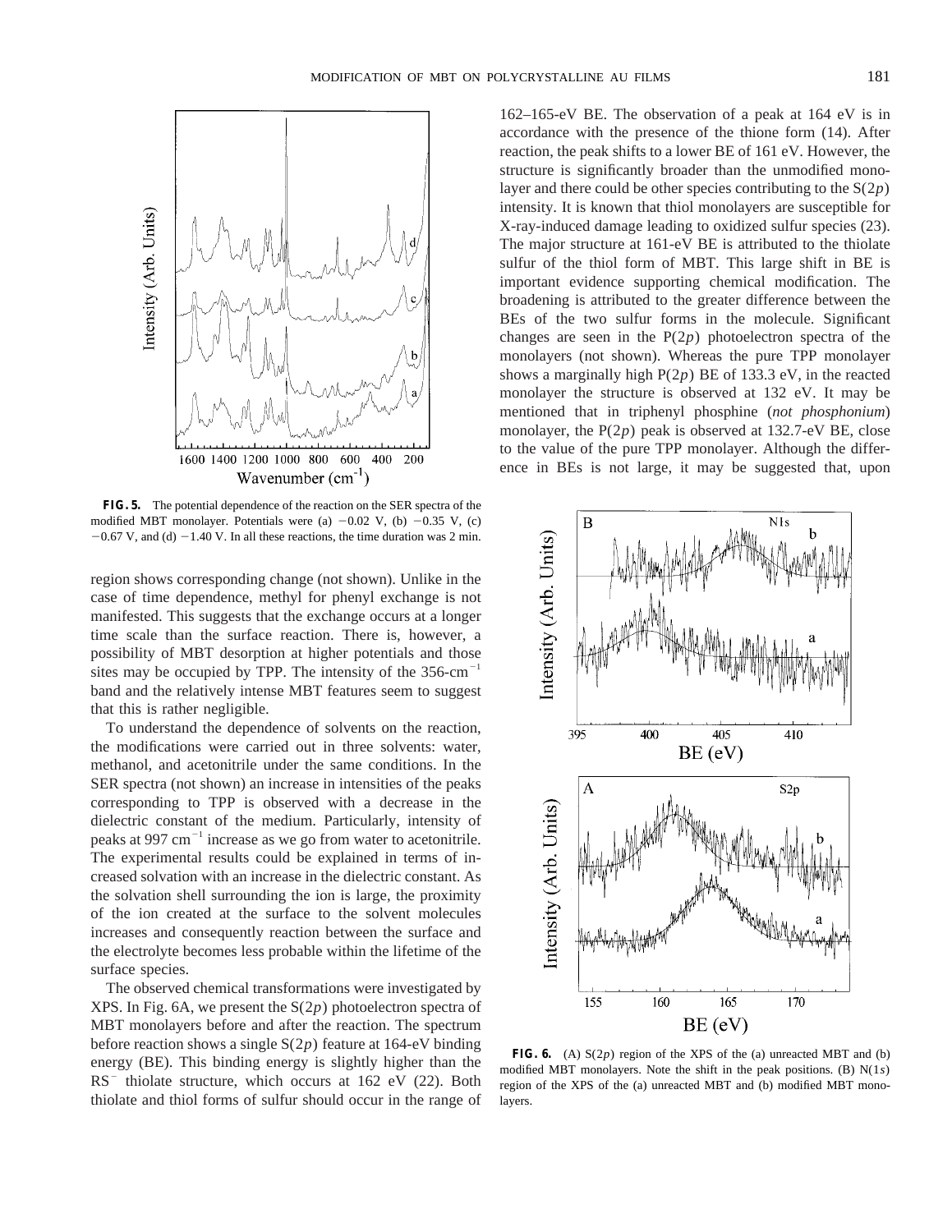**FIG. 5.** The potential dependence of the reaction on the SER spectra of the modified MBT monolayer. Potentials were (a) −0.02 V, (b) −0.35 V, (c) −0.67 V, and (d) −1.40 V. In all these reactions, the time duration was 2 min.

region shows corresponding change (not shown). Unlike in the case of time dependence, methyl for phenyl exchange is not manifested. This suggests that the exchange occurs at a longer time scale than the surface reaction. There is, however, a possibility of MBT desorption at higher potentials and those sites may be occupied by TPP. The intensity of the 356-$cm^{-1}$ band and the relatively intense MBT features seem to suggest that this is rather negligible.

To understand the dependence of solvents on the reaction, the modifications were carried out in three solvents: water, methanol, and acetonitrile under the same conditions. In the SER spectra (not shown) an increase in intensities of the peaks corresponding to TPP is observed with a decrease in the dielectric constant of the medium. Particularly, intensity of peaks at 997 $cm^{-1}$ increase as we go from water to acetonitrile. The experimental results could be explained in terms of increased solvation with an increase in the dielectric constant. As the solvation shell surrounding the ion is large, the proximity of the ion created at the surface to the solvent molecules increases and consequently reaction between the surface and the electrolyte becomes less probable within the lifetime of the surface species.

The observed chemical transformations were investigated by XPS. In Fig. 6A, we present the S(2*p*) photoelectron spectra of MBT monolayers before and after the reaction. The spectrum before reaction shows a single S(2*p*) feature at 164-eV binding energy (BE). This binding energy is slightly higher than the $RS^-$ thiolate structure, which occurs at 162 eV (22). Both thiolate and thiol forms of sulfur should occur in the range of 162–165-eV BE. The observation of a peak at 164 eV is in accordance with the presence of the thione form (14). After reaction, the peak shifts to a lower BE of 161 eV. However, the structure is significantly broader than the unmodified monolayer and there could be other species contributing to the S(2*p*) intensity. It is known that thiol monolayers are susceptible for X-ray-induced damage leading to oxidized sulfur species (23). The major structure at 161-eV BE is attributed to the thiolate sulfur of the thiol form of MBT. This large shift in BE is important evidence supporting chemical modification. The broadening is attributed to the greater difference between the BEs of the two sulfur forms in the molecule. Significant changes are seen in the P(2*p*) photoelectron spectra of the monolayers (not shown). Whereas the pure TPP monolayer shows a marginally high P(2*p*) BE of 133.3 eV, in the reacted monolayer the structure is observed at 132 eV. It may be mentioned that in triphenyl phosphine (*not phosphonium*) monolayer, the P(2*p*) peak is observed at 132.7-eV BE, close to the value of the pure TPP monolayer. Although the difference in BEs is not large, it may be suggested that, upon

**FIG. 6.** (A) S(2*p*) region of the XPS of the (a) unreacted MBT and (b) modified MBT monolayers. Note the shift in the peak positions. (B) N(1*s*) region of the XPS of the (a) unreacted MBT and (b) modified MBT monolayers.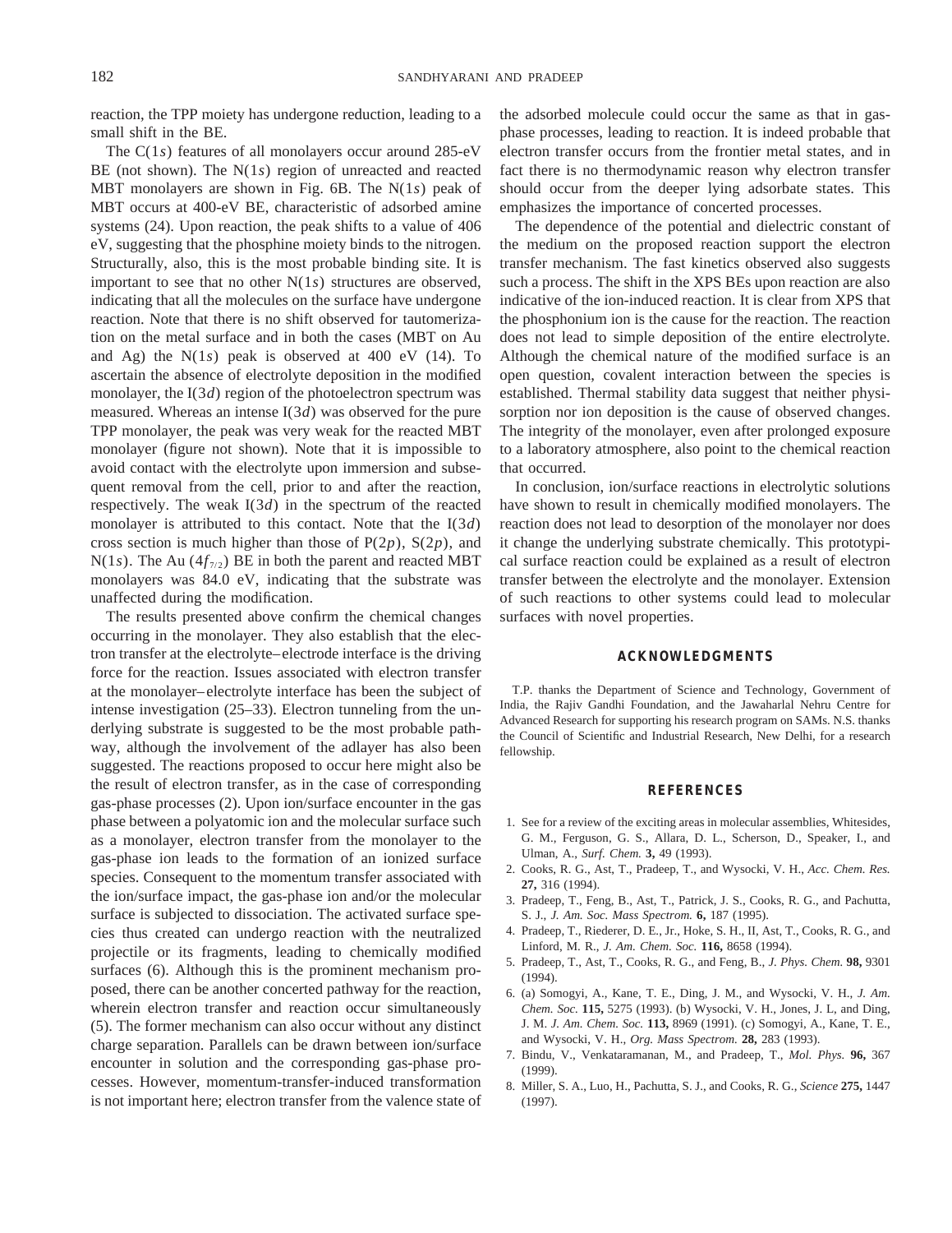reaction, the TPP moiety has undergone reduction, leading to a small shift in the BE.

The C(1*s*) features of all monolayers occur around 285-eV BE (not shown). The N(1*s*) region of unreacted and reacted MBT monolayers are shown in Fig. 6B. The N(1*s*) peak of MBT occurs at 400-eV BE, characteristic of adsorbed amine systems (24). Upon reaction, the peak shifts to a value of 406 eV, suggesting that the phosphine moiety binds to the nitrogen. Structurally, also, this is the most probable binding site. It is important to see that no other N(1*s*) structures are observed, indicating that all the molecules on the surface have undergone reaction. Note that there is no shift observed for tautomerization on the metal surface and in both the cases (MBT on Au and Ag) the N(1*s*) peak is observed at 400 eV (14). To ascertain the absence of electrolyte deposition in the modified monolayer, the I(3*d*) region of the photoelectron spectrum was measured. Whereas an intense I(3*d*) was observed for the pure TPP monolayer, the peak was very weak for the reacted MBT monolayer (figure not shown). Note that it is impossible to avoid contact with the electrolyte upon immersion and subsequent removal from the cell, prior to and after the reaction, respectively. The weak I(3*d*) in the spectrum of the reacted monolayer is attributed to this contact. Note that the I(3*d*) cross section is much higher than those of P(2*p*), S(2*p*), and N(1*s*). The Au ($4f_{7/2}$) BE in both the parent and reacted MBT monolayers was 84.0 eV, indicating that the substrate was unaffected during the modification.

The results presented above confirm the chemical changes occurring in the monolayer. They also establish that the electron transfer at the electrolyte–electrode interface is the driving force for the reaction. Issues associated with electron transfer at the monolayer–electrolyte interface has been the subject of intense investigation (25–33). Electron tunneling from the underlying substrate is suggested to be the most probable pathway, although the involvement of the adlayer has also been suggested. The reactions proposed to occur here might also be the result of electron transfer, as in the case of corresponding gas-phase processes (2). Upon ion/surface encounter in the gas phase between a polyatomic ion and the molecular surface such as a monolayer, electron transfer from the monolayer to the gas-phase ion leads to the formation of an ionized surface species. Consequent to the momentum transfer associated with the ion/surface impact, the gas-phase ion and/or the molecular surface is subjected to dissociation. The activated surface species thus created can undergo reaction with the neutralized projectile or its fragments, leading to chemically modified surfaces (6). Although this is the prominent mechanism proposed, there can be another concerted pathway for the reaction, wherein electron transfer and reaction occur simultaneously (5). The former mechanism can also occur without any distinct charge separation. Parallels can be drawn between ion/surface encounter in solution and the corresponding gas-phase processes. However, momentum-transfer-induced transformation is not important here; electron transfer from the valence state of the adsorbed molecule could occur the same as that in gas-phase processes, leading to reaction. It is indeed probable that electron transfer occurs from the frontier metal states, and in fact there is no thermodynamic reason why electron transfer should occur from the deeper lying adsorbate states. This emphasizes the importance of concerted processes.

The dependence of the potential and dielectric constant of the medium on the proposed reaction support the electron transfer mechanism. The fast kinetics observed also suggests such a process. The shift in the XPS BEs upon reaction are also indicative of the ion-induced reaction. It is clear from XPS that the phosphonium ion is the cause for the reaction. The reaction does not lead to simple deposition of the entire electrolyte. Although the chemical nature of the modified surface is an open question, covalent interaction between the species is established. Thermal stability data suggest that neither physisorption nor ion deposition is the cause of observed changes. The integrity of the monolayer, even after prolonged exposure to a laboratory atmosphere, also point to the chemical reaction that occurred.

In conclusion, ion/surface reactions in electrolytic solutions have shown to result in chemically modified monolayers. The reaction does not lead to desorption of the monolayer nor does it change the underlying substrate chemically. This prototypical surface reaction could be explained as a result of electron transfer between the electrolyte and the monolayer. Extension of such reactions to other systems could lead to molecular surfaces with novel properties.

## ACKNOWLEDGMENTS

T.P. thanks the Department of Science and Technology, Government of India, the Rajiv Gandhi Foundation, and the Jawaharlal Nehru Centre for Advanced Research for supporting his research program on SAMs. N.S. thanks the Council of Scientific and Industrial Research, New Delhi, for a research fellowship.

## REFERENCES

1. See for a review of the exciting areas in molecular assemblies, Whitesides, G. M., Ferguson, G. S., Allara, D. L., Scherson, D., Speaker, I., and Ulman, A., *Surf. Chem.* **3,** 49 (1993).
2. Cooks, R. G., Ast, T., Pradeep, T., and Wysocki, V. H., *Acc. Chem. Res.* **27,** 316 (1994).
3. Pradeep, T., Feng, B., Ast, T., Patrick, J. S., Cooks, R. G., and Pachutta, S. J., *J. Am. Soc. Mass Spectrom.* **6,** 187 (1995).
4. Pradeep, T., Riederer, D. E., Jr., Hoke, S. H., II, Ast, T., Cooks, R. G., and Linford, M. R., *J. Am. Chem. Soc.* **116,** 8658 (1994).
5. Pradeep, T., Ast, T., Cooks, R. G., and Feng, B., *J. Phys. Chem.* **98,** 9301 (1994).
6. (a) Somogyi, A., Kane, T. E., Ding, J. M., and Wysocki, V. H., *J. Am. Chem. Soc.* **115,** 5275 (1993). (b) Wysocki, V. H., Jones, J. L, and Ding, J. M. *J. Am. Chem. Soc.* **113,** 8969 (1991). (c) Somogyi, A., Kane, T. E., and Wysocki, V. H., *Org. Mass Spectrom.* **28,** 283 (1993).
7. Bindu, V., Venkataramanan, M., and Pradeep, T., *Mol. Phys.* **96,** 367 (1999).
8. Miller, S. A., Luo, H., Pachutta, S. J., and Cooks, R. G., *Science* **275,** 1447 (1997).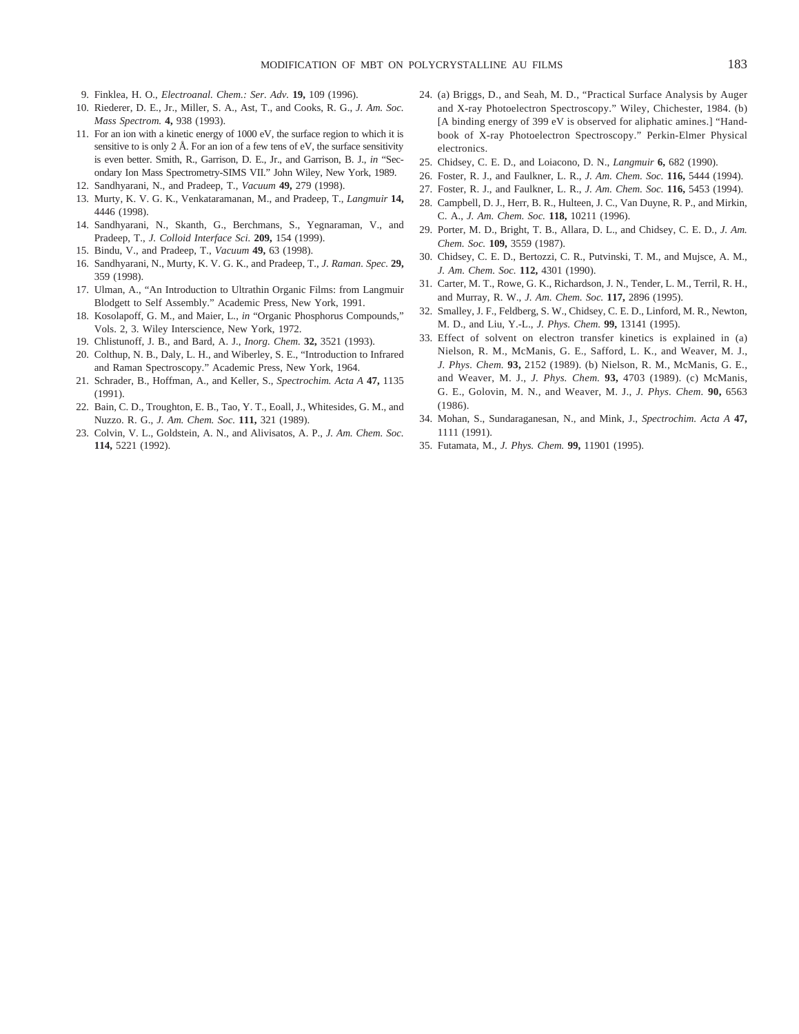9. Finklea, H. O., *Electroanal. Chem.: Ser. Adv.* **19,** 109 (1996).
10. Riederer, D. E., Jr., Miller, S. A., Ast, T., and Cooks, R. G., *J. Am. Soc. Mass Spectrom.* **4,** 938 (1993).
11. For an ion with a kinetic energy of 1000 eV, the surface region to which it is sensitive to is only 2 Å. For an ion of a few tens of eV, the surface sensitivity is even better. Smith, R., Garrison, D. E., Jr., and Garrison, B. J., *in* "Secondary Ion Mass Spectrometry-SIMS VII." John Wiley, New York, 1989.
12. Sandhyarani, N., and Pradeep, T., *Vacuum* **49,** 279 (1998).
13. Murty, K. V. G. K., Venkataramanan, M., and Pradeep, T., *Langmuir* **14,** 4446 (1998).
14. Sandhyarani, N., Skanth, G., Berchmans, S., Yegnaraman, V., and Pradeep, T., *J. Colloid Interface Sci.* **209,** 154 (1999).
15. Bindu, V., and Pradeep, T., *Vacuum* **49,** 63 (1998).
16. Sandhyarani, N., Murty, K. V. G. K., and Pradeep, T., *J. Raman. Spec.* **29,** 359 (1998).
17. Ulman, A., "An Introduction to Ultrathin Organic Films: from Langmuir Blodgett to Self Assembly." Academic Press, New York, 1991.
18. Kosolapoff, G. M., and Maier, L., *in* "Organic Phosphorus Compounds," Vols. 2, 3. Wiley Interscience, New York, 1972.
19. Chlistunoff, J. B., and Bard, A. J., *Inorg. Chem.* **32,** 3521 (1993).
20. Colthup, N. B., Daly, L. H., and Wiberley, S. E., "Introduction to Infrared and Raman Spectroscopy." Academic Press, New York, 1964.
21. Schrader, B., Hoffman, A., and Keller, S., *Spectrochim. Acta A* **47,** 1135 (1991).
22. Bain, C. D., Troughton, E. B., Tao, Y. T., Eoall, J., Whitesides, G. M., and Nuzzo. R. G., *J. Am. Chem. Soc.* **111,** 321 (1989).
23. Colvin, V. L., Goldstein, A. N., and Alivisatos, A. P., *J. Am. Chem. Soc.* **114,** 5221 (1992).
24. (a) Briggs, D., and Seah, M. D., "Practical Surface Analysis by Auger and X-ray Photoelectron Spectroscopy." Wiley, Chichester, 1984. (b) [A binding energy of 399 eV is observed for aliphatic amines.] "Handbook of X-ray Photoelectron Spectroscopy." Perkin-Elmer Physical electronics.
25. Chidsey, C. E. D., and Loiacono, D. N., *Langmuir* **6,** 682 (1990).
26. Foster, R. J., and Faulkner, L. R., *J. Am. Chem. Soc.* **116,** 5444 (1994).
27. Foster, R. J., and Faulkner, L. R., *J. Am. Chem. Soc.* **116,** 5453 (1994).
28. Campbell, D. J., Herr, B. R., Hulteen, J. C., Van Duyne, R. P., and Mirkin, C. A., *J. Am. Chem. Soc.* **118,** 10211 (1996).
29. Porter, M. D., Bright, T. B., Allara, D. L., and Chidsey, C. E. D., *J. Am. Chem. Soc.* **109,** 3559 (1987).
30. Chidsey, C. E. D., Bertozzi, C. R., Putvinski, T. M., and Mujsce, A. M., *J. Am. Chem. Soc.* **112,** 4301 (1990).
31. Carter, M. T., Rowe, G. K., Richardson, J. N., Tender, L. M., Terril, R. H., and Murray, R. W., *J. Am. Chem. Soc.* **117,** 2896 (1995).
32. Smalley, J. F., Feldberg, S. W., Chidsey, C. E. D., Linford, M. R., Newton, M. D., and Liu, Y.-L., *J. Phys. Chem.* **99,** 13141 (1995).
33. Effect of solvent on electron transfer kinetics is explained in (a) Nielson, R. M., McManis, G. E., Safford, L. K., and Weaver, M. J., *J. Phys. Chem.* **93,** 2152 (1989). (b) Nielson, R. M., McManis, G. E., and Weaver, M. J., *J. Phys. Chem.* **93,** 4703 (1989). (c) McManis, G. E., Golovin, M. N., and Weaver, M. J., *J. Phys. Chem.* **90,** 6563 (1986).
34. Mohan, S., Sundaraganesan, N., and Mink, J., *Spectrochim. Acta A* **47,** 1111 (1991).
35. Futamata, M., *J. Phys. Chem.* **99,** 11901 (1995).